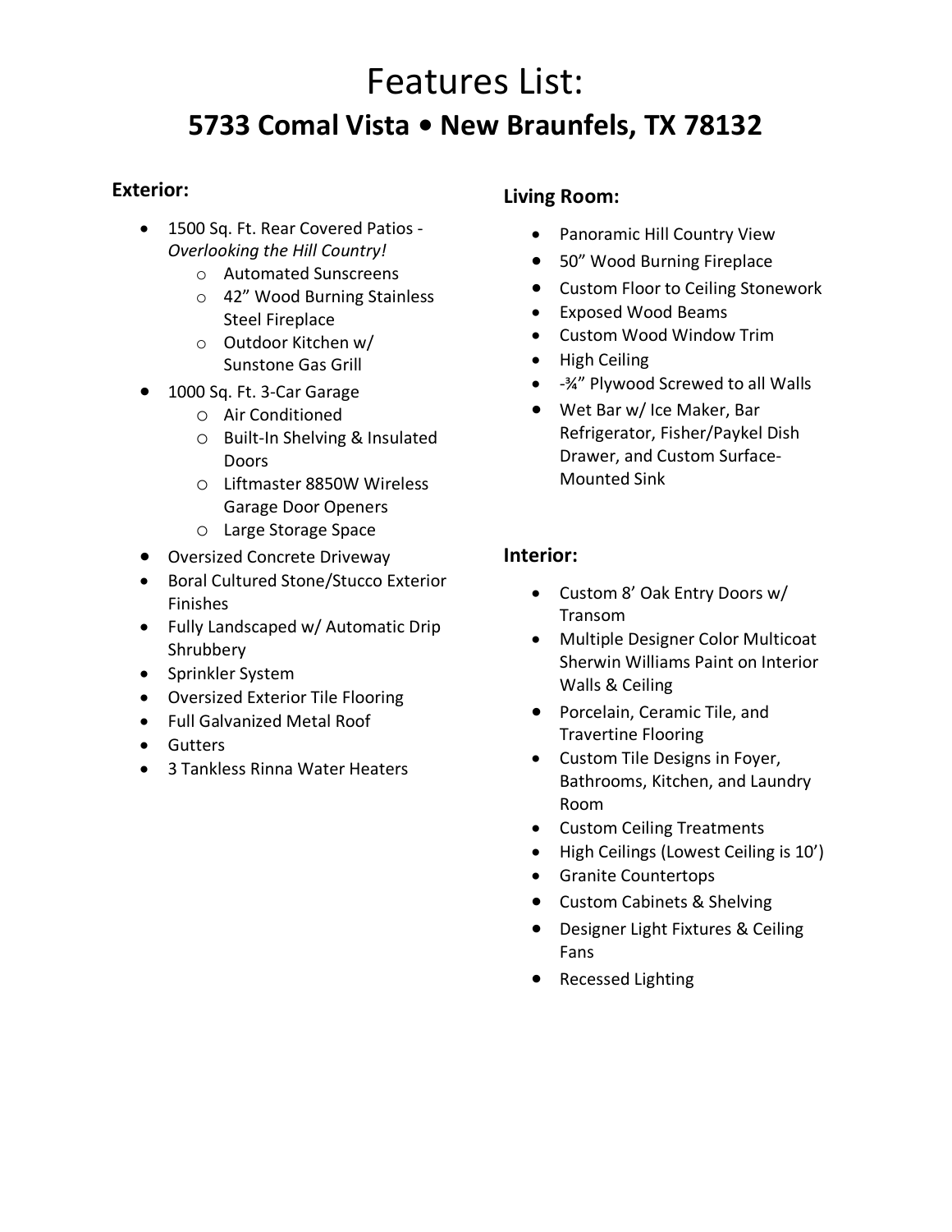# Features List:

## 5733 Comal Vista • New Braunfels, TX 78132

### Exterior:

- 1500 Sq. Ft. Rear Covered Patios - *Overlooking the Hill Country!*
  - Automated Sunscreens
  - 42” Wood Burning Stainless Steel Fireplace
  - Outdoor Kitchen w/ Sunstone Gas Grill
- 1000 Sq. Ft. 3-Car Garage
  - Air Conditioned
  - Built-In Shelving & Insulated Doors
  - Liftmaster 8850W Wireless Garage Door Openers
  - Large Storage Space
- Oversized Concrete Driveway
- Boral Cultured Stone/Stucco Exterior Finishes
- Fully Landscaped w/ Automatic Drip Shrubbery
- Sprinkler System
- Oversized Exterior Tile Flooring
- Full Galvanized Metal Roof
- Gutters
- 3 Tankless Rinna Water Heaters

### Living Room:

- Panoramic Hill Country View
- 50” Wood Burning Fireplace
- Custom Floor to Ceiling Stonework
- Exposed Wood Beams
- Custom Wood Window Trim
- High Ceiling
- -¾” Plywood Screwed to all Walls
- Wet Bar w/ Ice Maker, Bar Refrigerator, Fisher/Paykel Dish Drawer, and Custom Surface-Mounted Sink

### Interior:

- Custom 8’ Oak Entry Doors w/ Transom
- Multiple Designer Color Multicoat Sherwin Williams Paint on Interior Walls & Ceiling
- Porcelain, Ceramic Tile, and Travertine Flooring
- Custom Tile Designs in Foyer, Bathrooms, Kitchen, and Laundry Room
- Custom Ceiling Treatments
- High Ceilings (Lowest Ceiling is 10’)
- Granite Countertops
- Custom Cabinets & Shelving
- Designer Light Fixtures & Ceiling Fans
- Recessed Lighting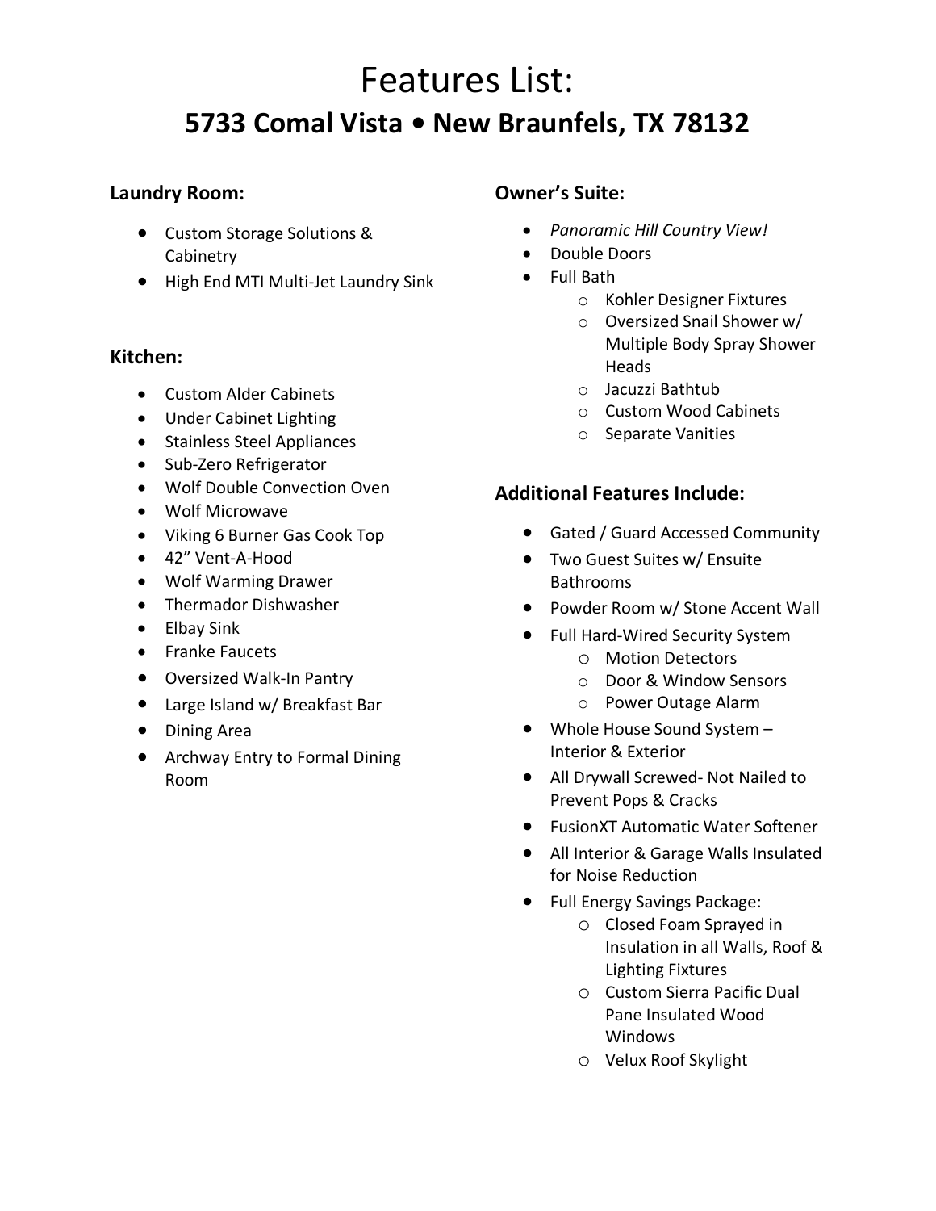# Features List:

## 5733 Comal Vista • New Braunfels, TX 78132

### Laundry Room:

- Custom Storage Solutions & Cabinetry
- High End MTI Multi-Jet Laundry Sink

### Kitchen:

- Custom Alder Cabinets
- Under Cabinet Lighting
- Stainless Steel Appliances
- Sub-Zero Refrigerator
- Wolf Double Convection Oven
- Wolf Microwave
- Viking 6 Burner Gas Cook Top
- 42" Vent-A-Hood
- Wolf Warming Drawer
- Thermador Dishwasher
- Elbay Sink
- Franke Faucets
- Oversized Walk-In Pantry
- Large Island w/ Breakfast Bar
- Dining Area
- Archway Entry to Formal Dining Room

### Owner's Suite:

- *Panoramic Hill Country View!*
- Double Doors
- Full Bath
  - Kohler Designer Fixtures
  - Oversized Snail Shower w/ Multiple Body Spray Shower Heads
  - Jacuzzi Bathtub
  - Custom Wood Cabinets
  - Separate Vanities

### Additional Features Include:

- Gated / Guard Accessed Community
- Two Guest Suites w/ Ensuite Bathrooms
- Powder Room w/ Stone Accent Wall
- Full Hard-Wired Security System
  - Motion Detectors
  - Door & Window Sensors
  - Power Outage Alarm
- Whole House Sound System – Interior & Exterior
- All Drywall Screwed- Not Nailed to Prevent Pops & Cracks
- FusionXT Automatic Water Softener
- All Interior & Garage Walls Insulated for Noise Reduction
- Full Energy Savings Package:
  - Closed Foam Sprayed in Insulation in all Walls, Roof & Lighting Fixtures
  - Custom Sierra Pacific Dual Pane Insulated Wood Windows
  - Velux Roof Skylight